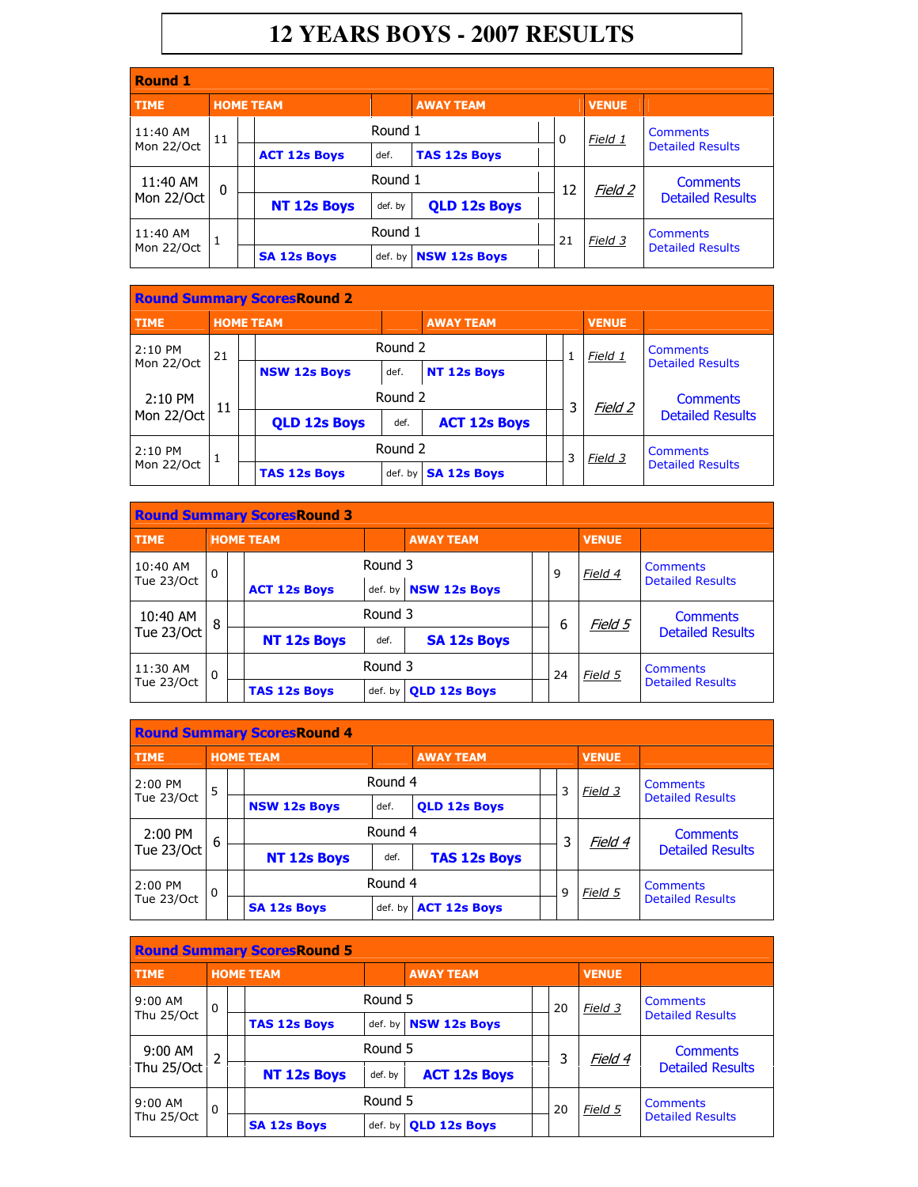# 12 YEARS BOYS - 2007 RESULTS

## Round 1

| TIME | HOME TEAM | | | AWAY TEAM | | VENUE | |
|---|---|---|---|---|---|---|---|
| 11:40 AM Mon 22/Oct | 11 | ACT 12s Boys | def. | TAS 12s Boys | 0 | Field 1 | Comments Detailed Results |
| 11:40 AM Mon 22/Oct | 0 | NT 12s Boys | def. by | QLD 12s Boys | 12 | Field 2 | Comments Detailed Results |
| 11:40 AM Mon 22/Oct | 1 | SA 12s Boys | def. by | NSW 12s Boys | 21 | Field 3 | Comments Detailed Results |

## Round Summary ScoresRound 2

| TIME | HOME TEAM | | | AWAY TEAM | | VENUE | |
|---|---|---|---|---|---|---|---|
| 2:10 PM Mon 22/Oct | 21 | NSW 12s Boys | def. | NT 12s Boys | 1 | Field 1 | Comments Detailed Results |
| 2:10 PM Mon 22/Oct | 11 | QLD 12s Boys | def. | ACT 12s Boys | 3 | Field 2 | Comments Detailed Results |
| 2:10 PM Mon 22/Oct | 1 | TAS 12s Boys | def. by | SA 12s Boys | 3 | Field 3 | Comments Detailed Results |

## Round Summary ScoresRound 3

| TIME | HOME TEAM | | | AWAY TEAM | | VENUE | |
|---|---|---|---|---|---|---|---|
| 10:40 AM Tue 23/Oct | 0 | ACT 12s Boys | def. by | NSW 12s Boys | 9 | Field 4 | Comments Detailed Results |
| 10:40 AM Tue 23/Oct | 8 | NT 12s Boys | def. | SA 12s Boys | 6 | Field 5 | Comments Detailed Results |
| 11:30 AM Tue 23/Oct | 0 | TAS 12s Boys | def. by | QLD 12s Boys | 24 | Field 5 | Comments Detailed Results |

## Round Summary ScoresRound 4

| TIME | HOME TEAM | | | AWAY TEAM | | VENUE | |
|---|---|---|---|---|---|---|---|
| 2:00 PM Tue 23/Oct | 5 | NSW 12s Boys | def. | QLD 12s Boys | 3 | Field 3 | Comments Detailed Results |
| 2:00 PM Tue 23/Oct | 6 | NT 12s Boys | def. | TAS 12s Boys | 3 | Field 4 | Comments Detailed Results |
| 2:00 PM Tue 23/Oct | 0 | SA 12s Boys | def. by | ACT 12s Boys | 9 | Field 5 | Comments Detailed Results |

## Round Summary ScoresRound 5

| TIME | HOME TEAM | | | AWAY TEAM | | VENUE | |
|---|---|---|---|---|---|---|---|
| 9:00 AM Thu 25/Oct | 0 | TAS 12s Boys | def. by | NSW 12s Boys | 20 | Field 3 | Comments Detailed Results |
| 9:00 AM Thu 25/Oct | 2 | NT 12s Boys | def. by | ACT 12s Boys | 3 | Field 4 | Comments Detailed Results |
| 9:00 AM Thu 25/Oct | 0 | SA 12s Boys | def. by | QLD 12s Boys | 20 | Field 5 | Comments Detailed Results |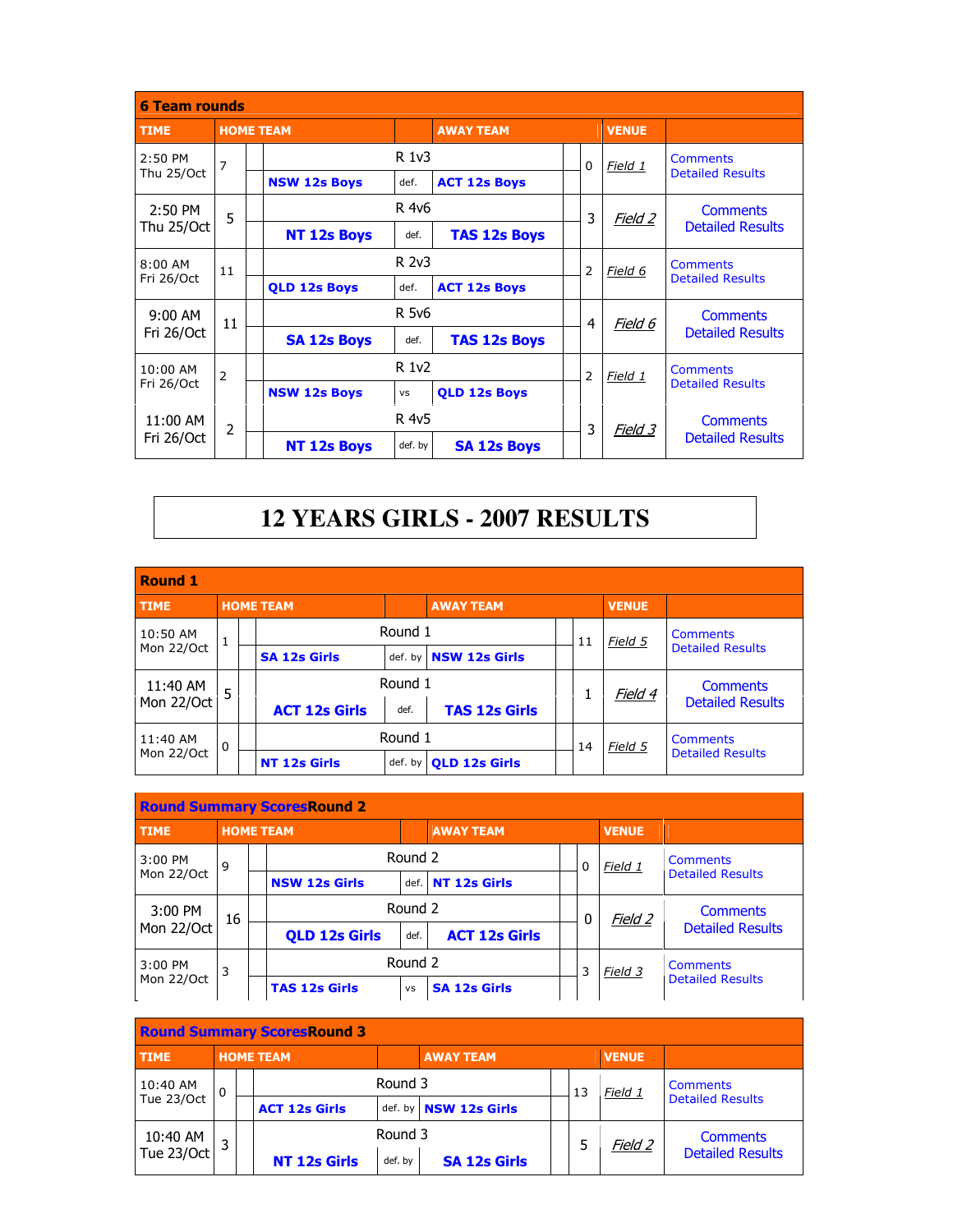| 6 Team rounds | | | | | | | |
|---|---|---|---|---|---|---|---|
| **TIME** | **HOME TEAM** | | | **AWAY TEAM** | | **VENUE** | |
| 2:50 PM Thu 25/Oct | 7 | R 1v3 | | | 0 | *Field 1* | Comments Detailed Results |
| | | **NSW 12s Boys** | def. | **ACT 12s Boys** | | | |
| 2:50 PM Thu 25/Oct | 5 | R 4v6 | | | 3 | *Field 2* | Comments Detailed Results |
| | | **NT 12s Boys** | def. | **TAS 12s Boys** | | | |
| 8:00 AM Fri 26/Oct | 11 | R 2v3 | | | 2 | *Field 6* | Comments Detailed Results |
| | | **QLD 12s Boys** | def. | **ACT 12s Boys** | | | |
| 9:00 AM Fri 26/Oct | 11 | R 5v6 | | | 4 | *Field 6* | Comments Detailed Results |
| | | **SA 12s Boys** | def. | **TAS 12s Boys** | | | |
| 10:00 AM Fri 26/Oct | 2 | R 1v2 | | | 2 | *Field 1* | Comments Detailed Results |
| | | **NSW 12s Boys** | vs | **QLD 12s Boys** | | | |
| 11:00 AM Fri 26/Oct | 2 | R 4v5 | | | 3 | *Field 3* | Comments Detailed Results |
| | | **NT 12s Boys** | def. by | **SA 12s Boys** | | | |

# 12 YEARS GIRLS - 2007 RESULTS

| Round 1 | | | | | | | |
|---|---|---|---|---|---|---|---|
| **TIME** | **HOME TEAM** | | | **AWAY TEAM** | | **VENUE** | |
| 10:50 AM Mon 22/Oct | 1 | Round 1 | | | 11 | *Field 5* | Comments Detailed Results |
| | | **SA 12s Girls** | def. by | **NSW 12s Girls** | | | |
| 11:40 AM Mon 22/Oct | 5 | Round 1 | | | 1 | *Field 4* | Comments Detailed Results |
| | | **ACT 12s Girls** | def. | **TAS 12s Girls** | | | |
| 11:40 AM Mon 22/Oct | 0 | Round 1 | | | 14 | *Field 5* | Comments Detailed Results |
| | | **NT 12s Girls** | def. by | **QLD 12s Girls** | | | |

| Round Summary Scores Round 2 | | | | | | | |
|---|---|---|---|---|---|---|---|
| **TIME** | **HOME TEAM** | | | **AWAY TEAM** | | **VENUE** | |
| 3:00 PM Mon 22/Oct | 9 | Round 2 | | | 0 | *Field 1* | Comments Detailed Results |
| | | **NSW 12s Girls** | def. | **NT 12s Girls** | | | |
| 3:00 PM Mon 22/Oct | 16 | Round 2 | | | 0 | *Field 2* | Comments Detailed Results |
| | | **QLD 12s Girls** | def. | **ACT 12s Girls** | | | |
| 3:00 PM Mon 22/Oct | 3 | Round 2 | | | 3 | *Field 3* | Comments Detailed Results |
| | | **TAS 12s Girls** | vs | **SA 12s Girls** | | | |

| Round Summary Scores Round 3 | | | | | | | |
|---|---|---|---|---|---|---|---|
| **TIME** | **HOME TEAM** | | | **AWAY TEAM** | | **VENUE** | |
| 10:40 AM Tue 23/Oct | 0 | Round 3 | | | 13 | *Field 1* | Comments Detailed Results |
| | | **ACT 12s Girls** | def. by | **NSW 12s Girls** | | | |
| 10:40 AM Tue 23/Oct | 3 | Round 3 | | | 5 | *Field 2* | Comments Detailed Results |
| | | **NT 12s Girls** | def. by | **SA 12s Girls** | | | |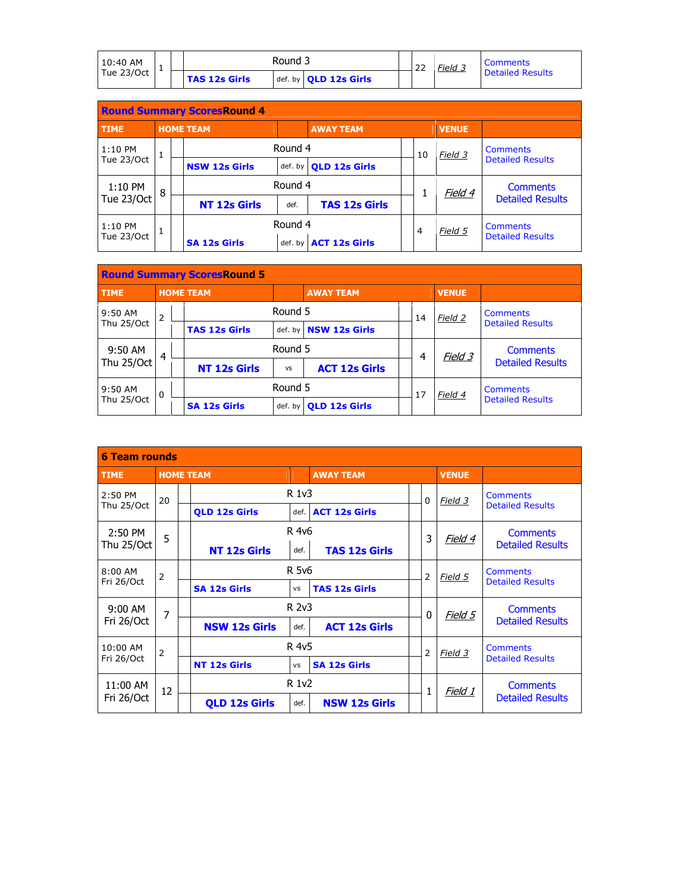| TIME | | HOME TEAM | | AWAY TEAM | | VENUE | |
|---|---|---|---|---|---|---|---|
| 10:40 AM Tue 23/Oct | 1 | Round 3 TAS 12s Girls | def. by | QLD 12s Girls | 22 | Field 3 | Comments Detailed Results |

## Round Summary ScoresRound 4

| TIME | | HOME TEAM | | AWAY TEAM | | VENUE | |
|---|---|---|---|---|---|---|---|
| 1:10 PM Tue 23/Oct | 1 | Round 4 NSW 12s Girls | def. by | QLD 12s Girls | 10 | Field 3 | Comments Detailed Results |
| 1:10 PM Tue 23/Oct | 8 | Round 4 NT 12s Girls | def. | TAS 12s Girls | 1 | Field 4 | Comments Detailed Results |
| 1:10 PM Tue 23/Oct | 1 | Round 4 SA 12s Girls | def. by | ACT 12s Girls | 4 | Field 5 | Comments Detailed Results |

## Round Summary ScoresRound 5

| TIME | | HOME TEAM | | AWAY TEAM | | VENUE | |
|---|---|---|---|---|---|---|---|
| 9:50 AM Thu 25/Oct | 2 | Round 5 TAS 12s Girls | def. by | NSW 12s Girls | 14 | Field 2 | Comments Detailed Results |
| 9:50 AM Thu 25/Oct | 4 | Round 5 NT 12s Girls | vs | ACT 12s Girls | 4 | Field 3 | Comments Detailed Results |
| 9:50 AM Thu 25/Oct | 0 | Round 5 SA 12s Girls | def. by | QLD 12s Girls | 17 | Field 4 | Comments Detailed Results |

## 6 Team rounds

| TIME | | HOME TEAM | | AWAY TEAM | | VENUE | |
|---|---|---|---|---|---|---|---|
| 2:50 PM Thu 25/Oct | 20 | R 1v3 QLD 12s Girls | def. | ACT 12s Girls | 0 | Field 3 | Comments Detailed Results |
| 2:50 PM Thu 25/Oct | 5 | R 4v6 NT 12s Girls | def. | TAS 12s Girls | 3 | Field 4 | Comments Detailed Results |
| 8:00 AM Fri 26/Oct | 2 | R 5v6 SA 12s Girls | vs | TAS 12s Girls | 2 | Field 5 | Comments Detailed Results |
| 9:00 AM Fri 26/Oct | 7 | R 2v3 NSW 12s Girls | def. | ACT 12s Girls | 0 | Field 5 | Comments Detailed Results |
| 10:00 AM Fri 26/Oct | 2 | R 4v5 NT 12s Girls | vs | SA 12s Girls | 2 | Field 3 | Comments Detailed Results |
| 11:00 AM Fri 26/Oct | 12 | R 1v2 QLD 12s Girls | def. | NSW 12s Girls | 1 | Field 1 | Comments Detailed Results |